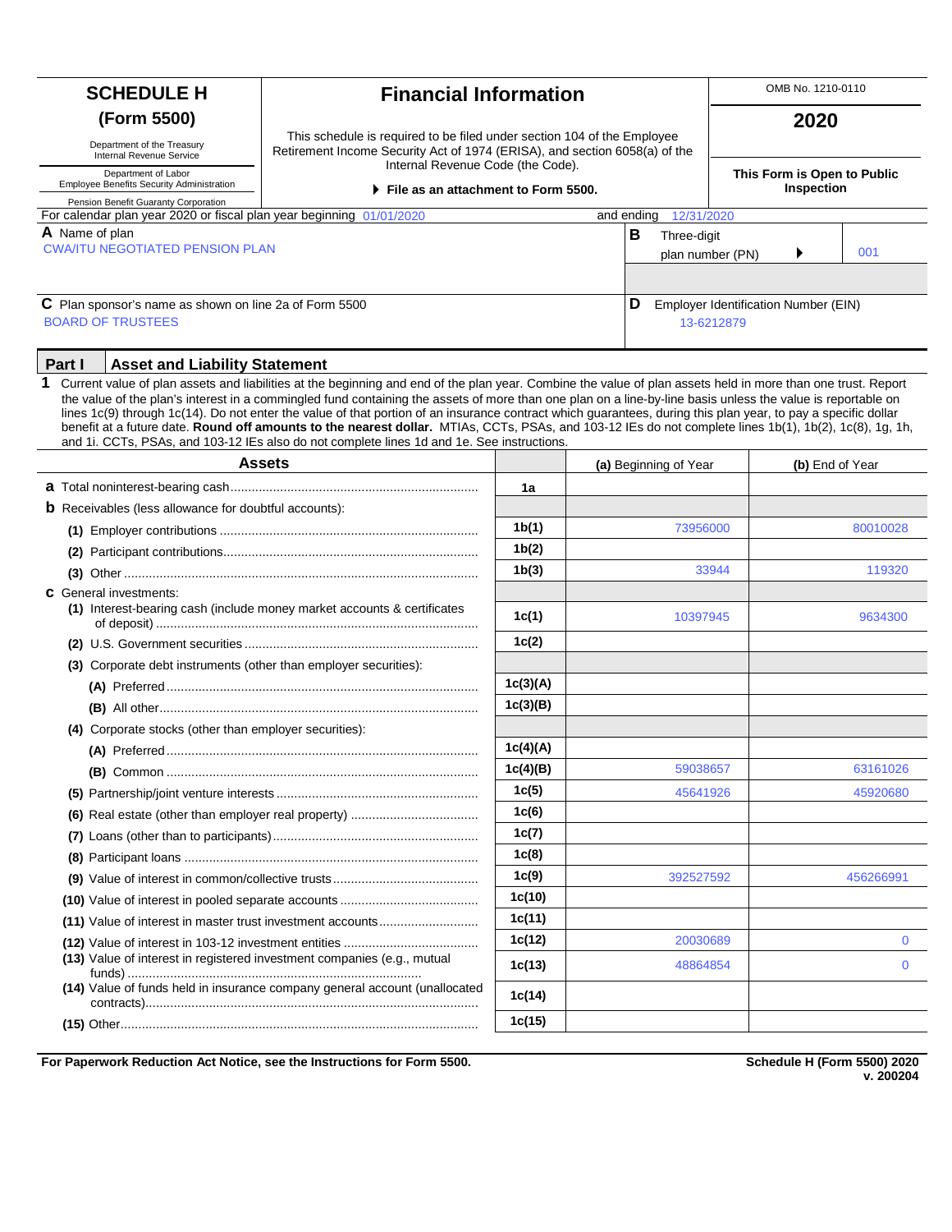# SCHEDULE H (Form 5500)

Department of the Treasury
Internal Revenue Service

Department of Labor
Employee Benefits Security Administration

Pension Benefit Guaranty Corporation

## Financial Information

This schedule is required to be filed under section 104 of the Employee Retirement Income Security Act of 1974 (ERISA), and section 6058(a) of the Internal Revenue Code (the Code).

▶ **File as an attachment to Form 5500.**

OMB No. 1210-0110

**2020**

**This Form is Open to Public Inspection**

For calendar plan year 2020 or fiscal plan year beginning 01/01/2020 and ending 12/31/2020

**A** Name of plan
CWA/ITU NEGOTIATED PENSION PLAN

**B** Three-digit plan number (PN) ▶ 001

**C** Plan sponsor's name as shown on line 2a of Form 5500
BOARD OF TRUSTEES

**D** Employer Identification Number (EIN)
13-6212879

## Part I Asset and Liability Statement

**1** Current value of plan assets and liabilities at the beginning and end of the plan year. Combine the value of plan assets held in more than one trust. Report the value of the plan's interest in a commingled fund containing the assets of more than one plan on a line-by-line basis unless the value is reportable on lines 1c(9) through 1c(14). Do not enter the value of that portion of an insurance contract which guarantees, during this plan year, to pay a specific dollar benefit at a future date. **Round off amounts to the nearest dollar.** MTIAs, CCTs, PSAs, and 103-12 IEs do not complete lines 1b(1), 1b(2), 1c(8), 1g, 1h, and 1i. CCTs, PSAs, and 103-12 IEs also do not complete lines 1d and 1e. See instructions.

| Assets | | (a) Beginning of Year | (b) End of Year |
|---|---|---|---|
| **a** Total noninterest-bearing cash | 1a | | |
| **b** Receivables (less allowance for doubtful accounts): | | | |
| (1) Employer contributions | 1b(1) | 73956000 | 80010028 |
| (2) Participant contributions | 1b(2) | | |
| (3) Other | 1b(3) | 33944 | 119320 |
| **c** General investments: | | | |
| (1) Interest-bearing cash (include money market accounts & certificates of deposit) | 1c(1) | 10397945 | 9634300 |
| (2) U.S. Government securities | 1c(2) | | |
| (3) Corporate debt instruments (other than employer securities): | | | |
| (A) Preferred | 1c(3)(A) | | |
| (B) All other | 1c(3)(B) | | |
| (4) Corporate stocks (other than employer securities): | | | |
| (A) Preferred | 1c(4)(A) | | |
| (B) Common | 1c(4)(B) | 59038657 | 63161026 |
| (5) Partnership/joint venture interests | 1c(5) | 45641926 | 45920680 |
| (6) Real estate (other than employer real property) | 1c(6) | | |
| (7) Loans (other than to participants) | 1c(7) | | |
| (8) Participant loans | 1c(8) | | |
| (9) Value of interest in common/collective trusts | 1c(9) | 392527592 | 456266991 |
| (10) Value of interest in pooled separate accounts | 1c(10) | | |
| (11) Value of interest in master trust investment accounts | 1c(11) | | |
| (12) Value of interest in 103-12 investment entities | 1c(12) | 20030689 | 0 |
| (13) Value of interest in registered investment companies (e.g., mutual funds) | 1c(13) | 48864854 | 0 |
| (14) Value of funds held in insurance company general account (unallocated contracts) | 1c(14) | | |
| (15) Other | 1c(15) | | |

**For Paperwork Reduction Act Notice, see the Instructions for Form 5500.**

**Schedule H (Form 5500) 2020**
**v. 200204**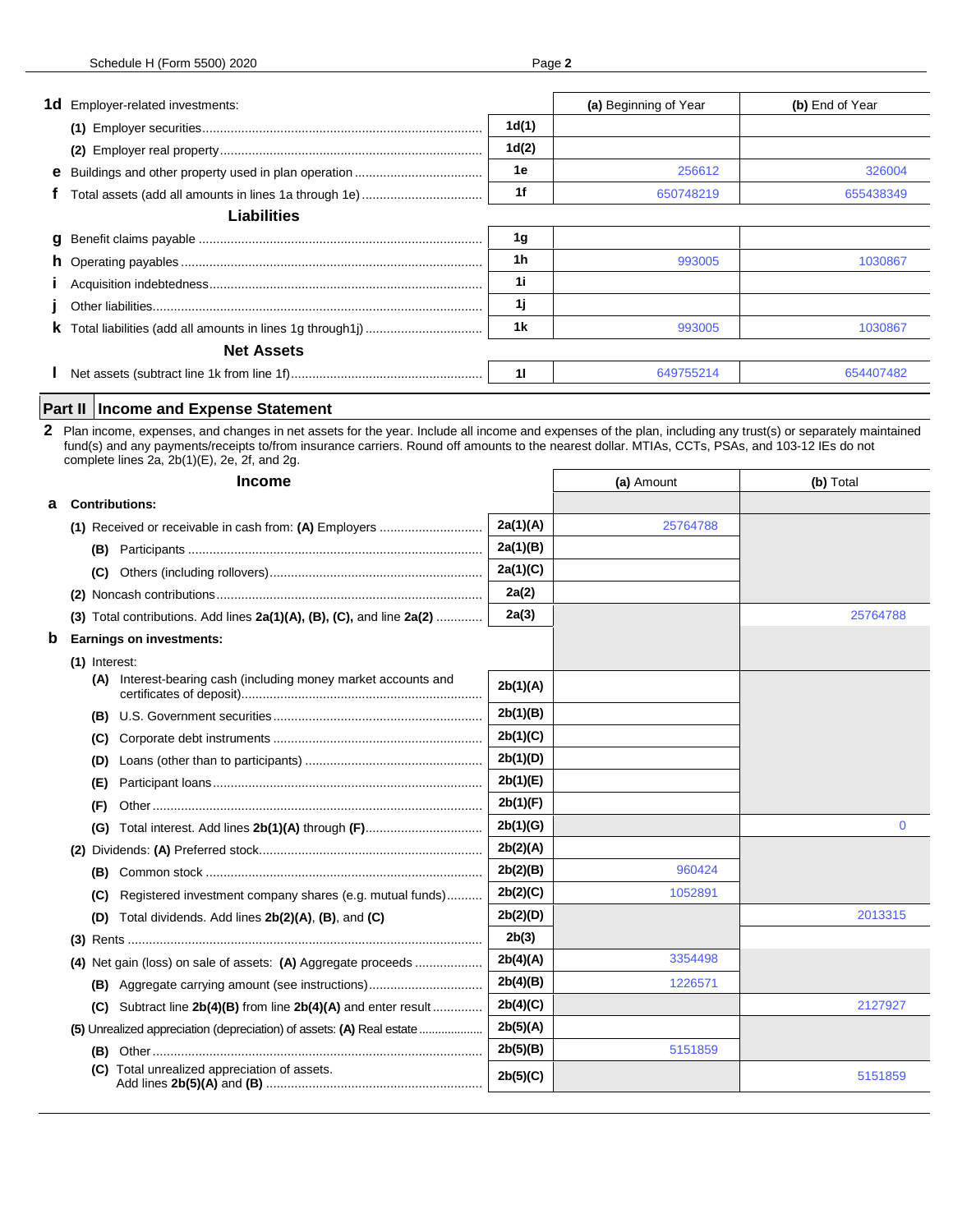| | | | (a) Beginning of Year | (b) End of Year |
|---|---|---|---|---|
| **1d** | Employer-related investments: | | | |
| | (1) Employer securities | 1d(1) | | |
| | (2) Employer real property | 1d(2) | | |
| **e** | Buildings and other property used in plan operation | 1e | 256612 | 326004 |
| **f** | Total assets (add all amounts in lines 1a through 1e) | 1f | 650748219 | 655438349 |
| | **Liabilities** | | | |
| **g** | Benefit claims payable | 1g | | |
| **h** | Operating payables | 1h | 993005 | 1030867 |
| **i** | Acquisition indebtedness | 1i | | |
| **j** | Other liabilities | 1j | | |
| **k** | Total liabilities (add all amounts in lines 1g through1j) | 1k | 993005 | 1030867 |
| | **Net Assets** | | | |
| **l** | Net assets (subtract line 1k from line 1f) | 1l | 649755214 | 654407482 |

## Part II Income and Expense Statement

**2** Plan income, expenses, and changes in net assets for the year. Include all income and expenses of the plan, including any trust(s) or separately maintained fund(s) and any payments/receipts to/from insurance carriers. Round off amounts to the nearest dollar. MTIAs, CCTs, PSAs, and 103-12 IEs do not complete lines 2a, 2b(1)(E), 2e, 2f, and 2g.

| | **Income** | | (a) Amount | (b) Total |
|---|---|---|---|---|
| **a** | **Contributions:** | | | |
| | (1) Received or receivable in cash from: (A) Employers | 2a(1)(A) | 25764788 | |
| | (B) Participants | 2a(1)(B) | | |
| | (C) Others (including rollovers) | 2a(1)(C) | | |
| | (2) Noncash contributions | 2a(2) | | |
| | (3) Total contributions. Add lines **2a(1)(A), (B), (C),** and line **2a(2)** | 2a(3) | | 25764788 |
| **b** | **Earnings on investments:** | | | |
| | (1) Interest: | | | |
| | (A) Interest-bearing cash (including money market accounts and certificates of deposit) | 2b(1)(A) | | |
| | (B) U.S. Government securities | 2b(1)(B) | | |
| | (C) Corporate debt instruments | 2b(1)(C) | | |
| | (D) Loans (other than to participants) | 2b(1)(D) | | |
| | (E) Participant loans | 2b(1)(E) | | |
| | (F) Other | 2b(1)(F) | | |
| | (G) Total interest. Add lines **2b(1)(A)** through **(F)** | 2b(1)(G) | | 0 |
| | (2) Dividends: (A) Preferred stock | 2b(2)(A) | | |
| | (B) Common stock | 2b(2)(B) | 960424 | |
| | (C) Registered investment company shares (e.g. mutual funds) | 2b(2)(C) | 1052891 | |
| | (D) Total dividends. Add lines **2b(2)(A), (B),** and **(C)** | 2b(2)(D) | | 2013315 |
| | (3) Rents | 2b(3) | | |
| | (4) Net gain (loss) on sale of assets: (A) Aggregate proceeds | 2b(4)(A) | 3354498 | |
| | (B) Aggregate carrying amount (see instructions) | 2b(4)(B) | 1226571 | |
| | (C) Subtract line **2b(4)(B)** from line **2b(4)(A)** and enter result | 2b(4)(C) | | 2127927 |
| | (5) Unrealized appreciation (depreciation) of assets: (A) Real estate | 2b(5)(A) | | |
| | (B) Other | 2b(5)(B) | 5151859 | |
| | (C) Total unrealized appreciation of assets. Add lines **2b(5)(A)** and **(B)** | 2b(5)(C) | | 5151859 |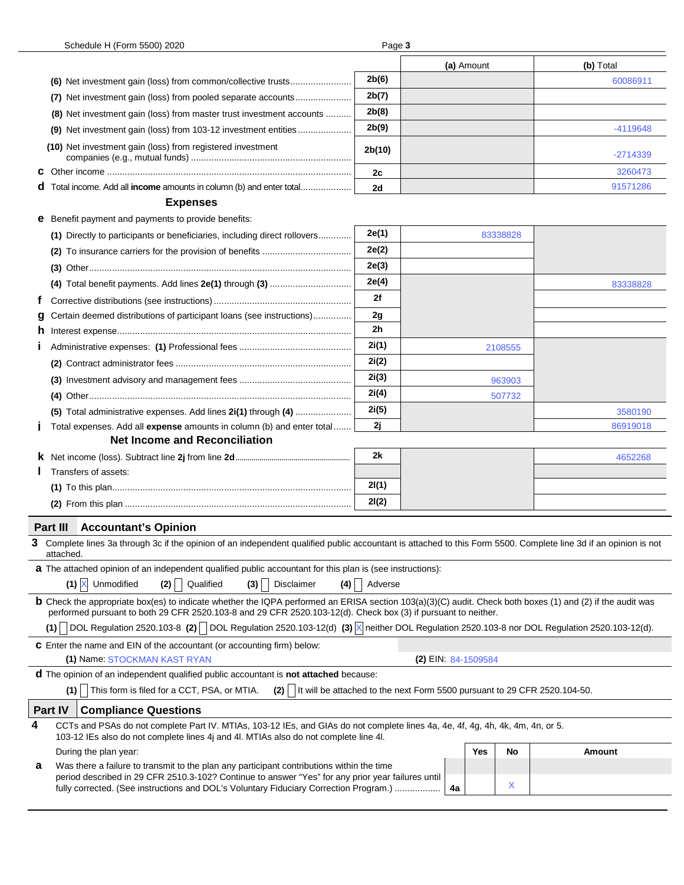| | | (a) Amount | (b) Total |
|---|---|---|---|
| (6) Net investment gain (loss) from common/collective trusts | 2b(6) | | 60086911 |
| (7) Net investment gain (loss) from pooled separate accounts | 2b(7) | | |
| (8) Net investment gain (loss) from master trust investment accounts | 2b(8) | | |
| (9) Net investment gain (loss) from 103-12 investment entities | 2b(9) | | -4119648 |
| (10) Net investment gain (loss) from registered investment companies (e.g., mutual funds) | 2b(10) | | -2714339 |
| **c** Other income | 2c | | 3260473 |
| **d** Total income. Add all **income** amounts in column (b) and enter total | 2d | | 91571286 |

### Expenses

| | | (a) Amount | (b) Total |
|---|---|---|---|
| **e** Benefit payment and payments to provide benefits: | | | |
| (1) Directly to participants or beneficiaries, including direct rollovers | 2e(1) | 83338828 | |
| (2) To insurance carriers for the provision of benefits | 2e(2) | | |
| (3) Other | 2e(3) | | |
| (4) Total benefit payments. Add lines **2e(1)** through **(3)** | 2e(4) | | 83338828 |
| **f** Corrective distributions (see instructions) | 2f | | |
| **g** Certain deemed distributions of participant loans (see instructions) | 2g | | |
| **h** Interest expense | 2h | | |
| **i** Administrative expenses: **(1)** Professional fees | 2i(1) | 2108555 | |
| (2) Contract administrator fees | 2i(2) | | |
| (3) Investment advisory and management fees | 2i(3) | 963903 | |
| (4) Other | 2i(4) | 507732 | |
| (5) Total administrative expenses. Add lines **2i(1)** through **(4)** | 2i(5) | | 3580190 |
| **j** Total expenses. Add all **expense** amounts in column (b) and enter total | 2j | | 86919018 |

### Net Income and Reconciliation

| | | (a) Amount | (b) Total |
|---|---|---|---|
| **k** Net income (loss). Subtract line **2j** from line **2d** | 2k | | 4652268 |
| **l** Transfers of assets: | | | |
| (1) To this plan | 2l(1) | | |
| (2) From this plan | 2l(2) | | |

## Part III Accountant's Opinion

**3** Complete lines 3a through 3c if the opinion of an independent qualified public accountant is attached to this Form 5500. Complete line 3d if an opinion is not attached.

**a** The attached opinion of an independent qualified public accountant for this plan is (see instructions):

**(1)** [X] Unmodified **(2)** [ ] Qualified **(3)** [ ] Disclaimer **(4)** [ ] Adverse

**b** Check the appropriate box(es) to indicate whether the IQPA performed an ERISA section 103(a)(3)(C) audit. Check both boxes (1) and (2) if the audit was performed pursuant to both 29 CFR 2520.103-8 and 29 CFR 2520.103-12(d). Check box (3) if pursuant to neither.

**(1)** [ ] DOL Regulation 2520.103-8 **(2)** [ ] DOL Regulation 2520.103-12(d) **(3)** [X] neither DOL Regulation 2520.103-8 nor DOL Regulation 2520.103-12(d).

**c** Enter the name and EIN of the accountant (or accounting firm) below:

**(1)** Name: STOCKMAN KAST RYAN **(2)** EIN: 84-1509584

**d** The opinion of an independent qualified public accountant is **not attached** because:

**(1)** [ ] This form is filed for a CCT, PSA, or MTIA. **(2)** [ ] It will be attached to the next Form 5500 pursuant to 29 CFR 2520.104-50.

## Part IV Compliance Questions

**4** CCTs and PSAs do not complete Part IV. MTIAs, 103-12 IEs, and GIAs do not complete lines 4a, 4e, 4f, 4g, 4h, 4k, 4m, 4n, or 5. 103-12 IEs also do not complete lines 4j and 4l. MTIAs also do not complete line 4l.

| During the plan year: | | Yes | No | Amount |
|---|---|---|---|---|
| **a** Was there a failure to transmit to the plan any participant contributions within the time period described in 29 CFR 2510.3-102? Continue to answer "Yes" for any prior year failures until fully corrected. (See instructions and DOL's Voluntary Fiduciary Correction Program.) | 4a | | X | |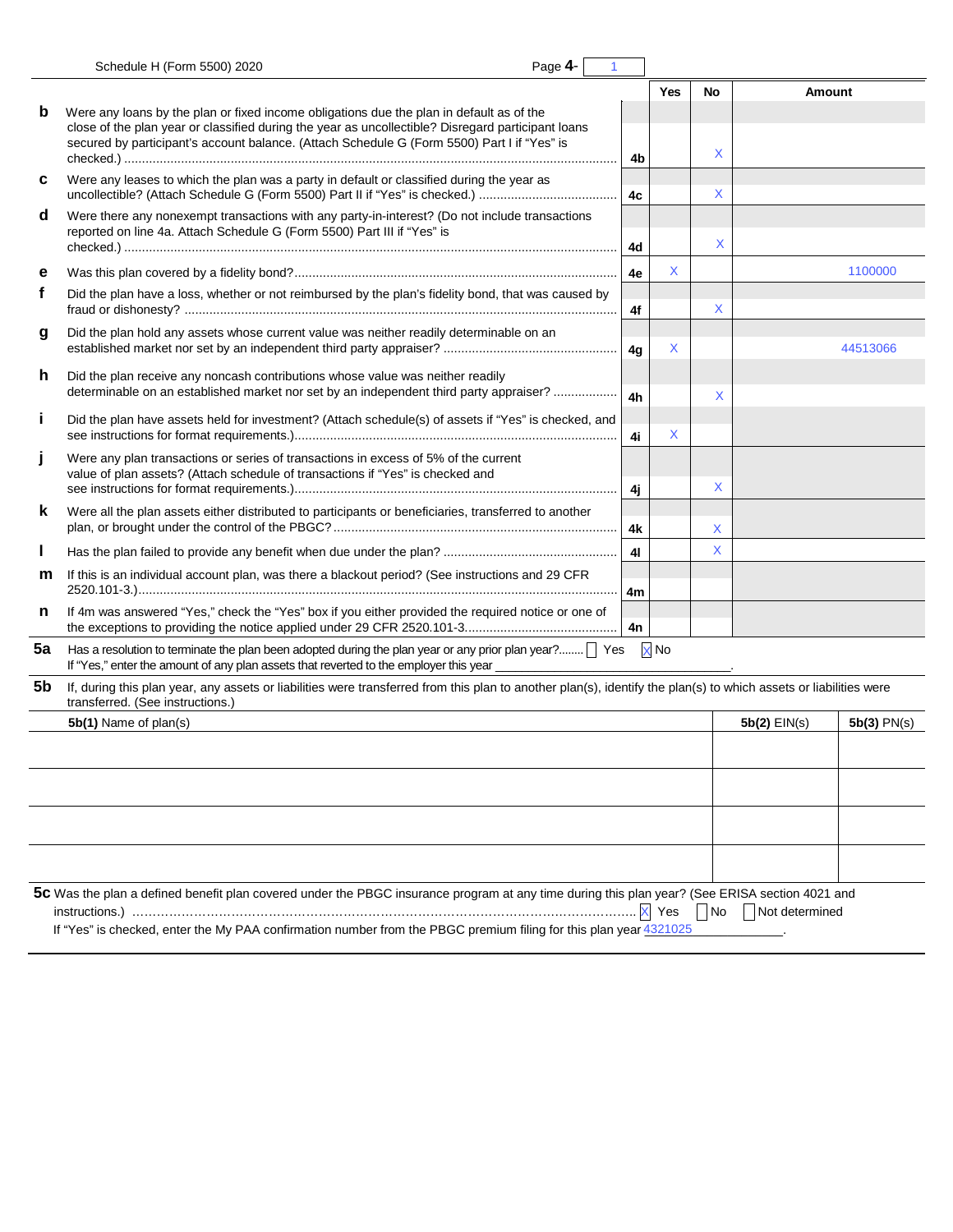Schedule H (Form 5500) 2020 Page **4-** 1

| | | | Yes | No | Amount |
|---|---|---|---|---|---|
| **b** | Were any loans by the plan or fixed income obligations due the plan in default as of the close of the plan year or classified during the year as uncollectible? Disregard participant loans secured by participant's account balance. (Attach Schedule G (Form 5500) Part I if "Yes" is checked.) | **4b** | | X | |
| **c** | Were any leases to which the plan was a party in default or classified during the year as uncollectible? (Attach Schedule G (Form 5500) Part II if "Yes" is checked.) | **4c** | | X | |
| **d** | Were there any nonexempt transactions with any party-in-interest? (Do not include transactions reported on line 4a. Attach Schedule G (Form 5500) Part III if "Yes" is checked.) | **4d** | | X | |
| **e** | Was this plan covered by a fidelity bond? | **4e** | X | | 1100000 |
| **f** | Did the plan have a loss, whether or not reimbursed by the plan's fidelity bond, that was caused by fraud or dishonesty? | **4f** | | X | |
| **g** | Did the plan hold any assets whose current value was neither readily determinable on an established market nor set by an independent third party appraiser? | **4g** | X | | 44513066 |
| **h** | Did the plan receive any noncash contributions whose value was neither readily determinable on an established market nor set by an independent third party appraiser? | **4h** | | X | |
| **i** | Did the plan have assets held for investment? (Attach schedule(s) of assets if "Yes" is checked, and see instructions for format requirements.) | **4i** | X | | |
| **j** | Were any plan transactions or series of transactions in excess of 5% of the current value of plan assets? (Attach schedule of transactions if "Yes" is checked and see instructions for format requirements.) | **4j** | | X | |
| **k** | Were all the plan assets either distributed to participants or beneficiaries, transferred to another plan, or brought under the control of the PBGC? | **4k** | | X | |
| **l** | Has the plan failed to provide any benefit when due under the plan? | **4l** | | X | |
| **m** | If this is an individual account plan, was there a blackout period? (See instructions and 29 CFR 2520.101-3.) | **4m** | | | |
| **n** | If 4m was answered "Yes," check the "Yes" box if you either provided the required notice or one of the exceptions to providing the notice applied under 29 CFR 2520.101-3. | **4n** | | | |

**5a** Has a resolution to terminate the plan been adopted during the plan year or any prior plan year? ☐ Yes ☒ No
If "Yes," enter the amount of any plan assets that reverted to the employer this year ________________.

**5b** If, during this plan year, any assets or liabilities were transferred from this plan to another plan(s), identify the plan(s) to which assets or liabilities were transferred. (See instructions.)

| **5b(1)** Name of plan(s) | **5b(2)** EIN(s) | **5b(3)** PN(s) |
|---|---|---|
| | | |
| | | |
| | | |
| | | |

**5c** Was the plan a defined benefit plan covered under the PBGC insurance program at any time during this plan year? (See ERISA section 4021 and instructions.) ☒ Yes ☐ No ☐ Not determined
If "Yes" is checked, enter the My PAA confirmation number from the PBGC premium filing for this plan year 4321025.